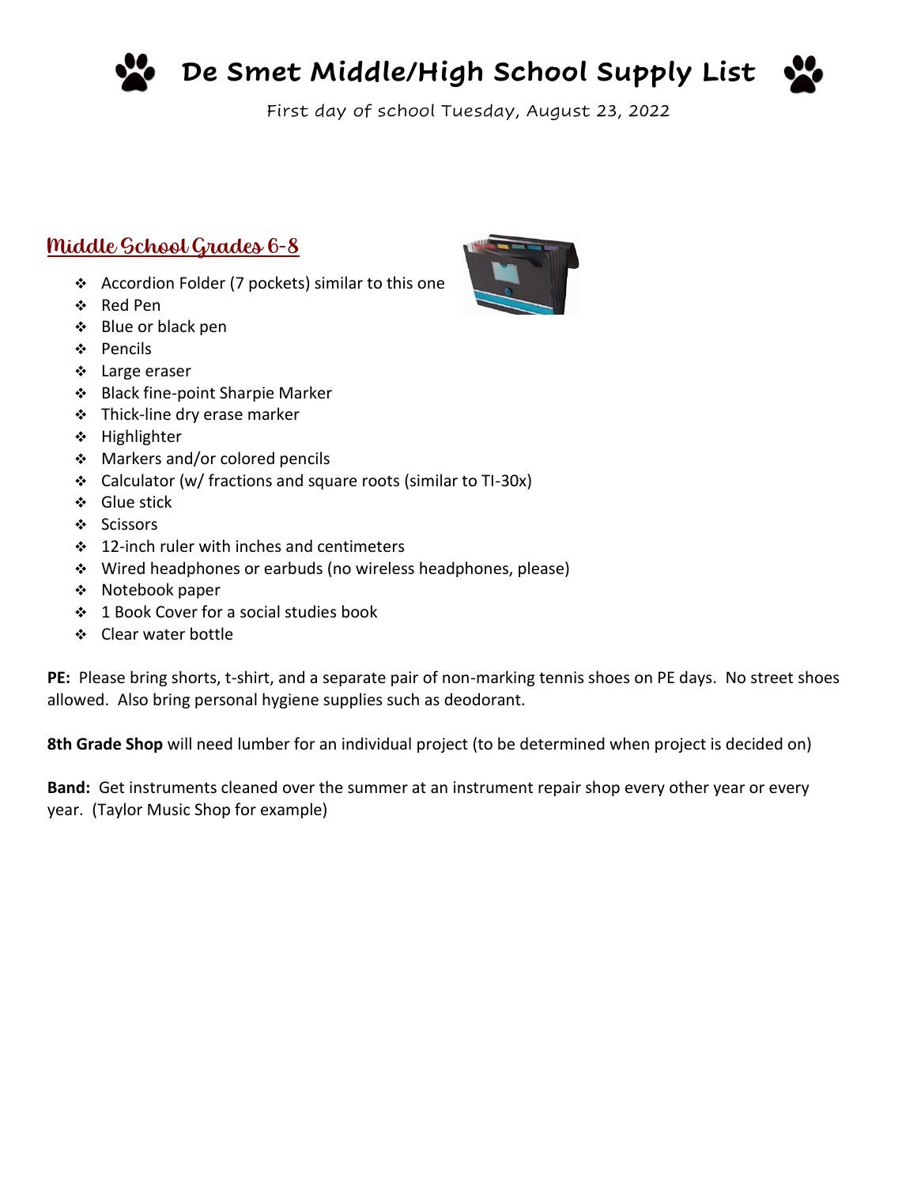# De Smet Middle/High School Supply List

First day of school Tuesday, August 23, 2022

## Middle School Grades 6-8

- Accordion Folder (7 pockets) similar to this one
- Red Pen
- Blue or black pen
- Pencils
- Large eraser
- Black fine-point Sharpie Marker
- Thick-line dry erase marker
- Highlighter
- Markers and/or colored pencils
- Calculator (w/ fractions and square roots (similar to TI-30x)
- Glue stick
- Scissors
- 12-inch ruler with inches and centimeters
- Wired headphones or earbuds (no wireless headphones, please)
- Notebook paper
- 1 Book Cover for a social studies book
- Clear water bottle

**PE:** Please bring shorts, t-shirt, and a separate pair of non-marking tennis shoes on PE days. No street shoes allowed. Also bring personal hygiene supplies such as deodorant.

**8th Grade Shop** will need lumber for an individual project (to be determined when project is decided on)

**Band:** Get instruments cleaned over the summer at an instrument repair shop every other year or every year. (Taylor Music Shop for example)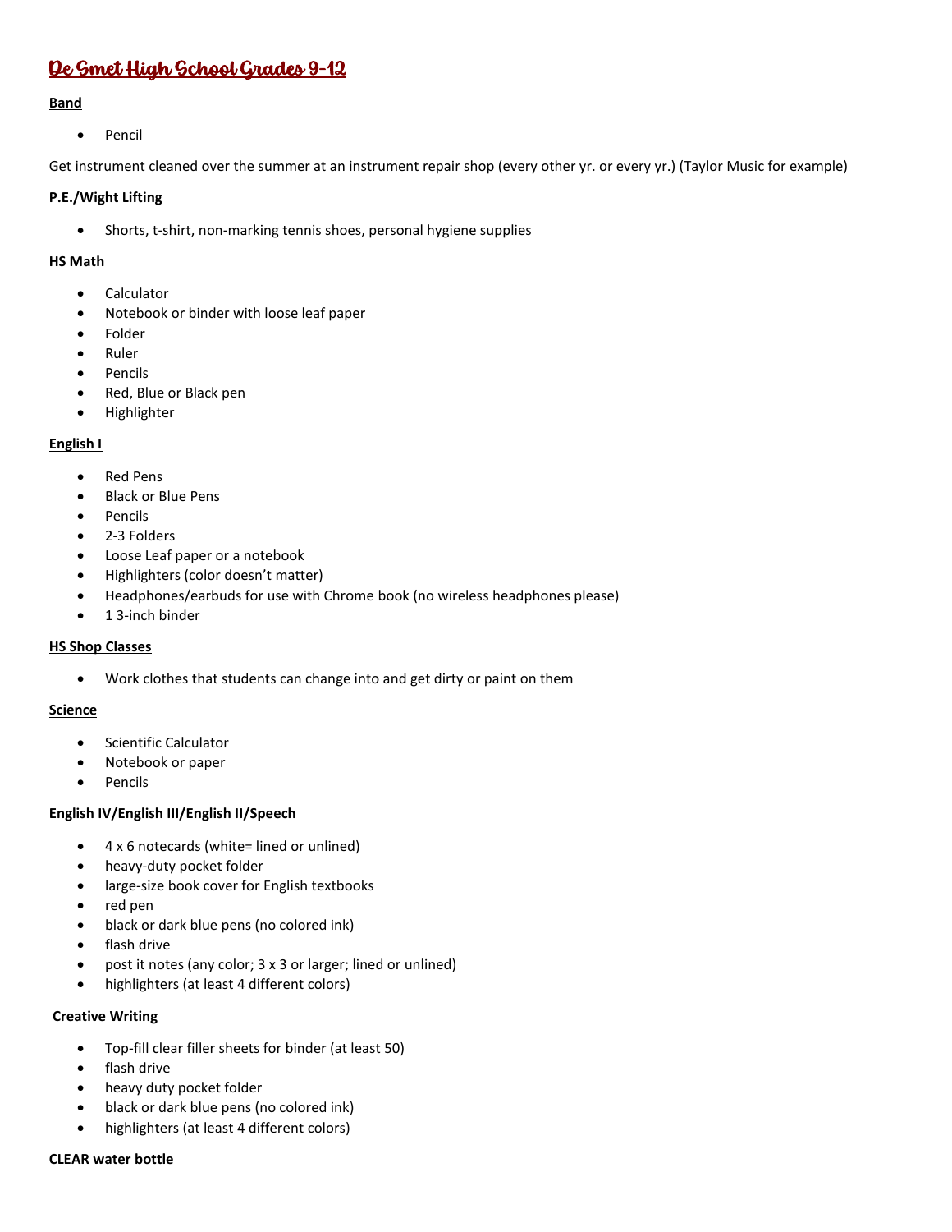# De Smet High School Grades 9-12

**Band**

- Pencil

Get instrument cleaned over the summer at an instrument repair shop (every other yr. or every yr.) (Taylor Music for example)

**P.E./Wight Lifting**

- Shorts, t-shirt, non-marking tennis shoes, personal hygiene supplies

**HS Math**

- Calculator
- Notebook or binder with loose leaf paper
- Folder
- Ruler
- Pencils
- Red, Blue or Black pen
- Highlighter

**English I**

- Red Pens
- Black or Blue Pens
- Pencils
- 2-3 Folders
- Loose Leaf paper or a notebook
- Highlighters (color doesn't matter)
- Headphones/earbuds for use with Chrome book (no wireless headphones please)
- 1 3-inch binder

**HS Shop Classes**

- Work clothes that students can change into and get dirty or paint on them

**Science**

- Scientific Calculator
- Notebook or paper
- Pencils

**English IV/English III/English II/Speech**

- 4 x 6 notecards (white= lined or unlined)
- heavy-duty pocket folder
- large-size book cover for English textbooks
- red pen
- black or dark blue pens (no colored ink)
- flash drive
- post it notes (any color; 3 x 3 or larger; lined or unlined)
- highlighters (at least 4 different colors)

**Creative Writing**

- Top-fill clear filler sheets for binder (at least 50)
- flash drive
- heavy duty pocket folder
- black or dark blue pens (no colored ink)
- highlighters (at least 4 different colors)

**CLEAR water bottle**